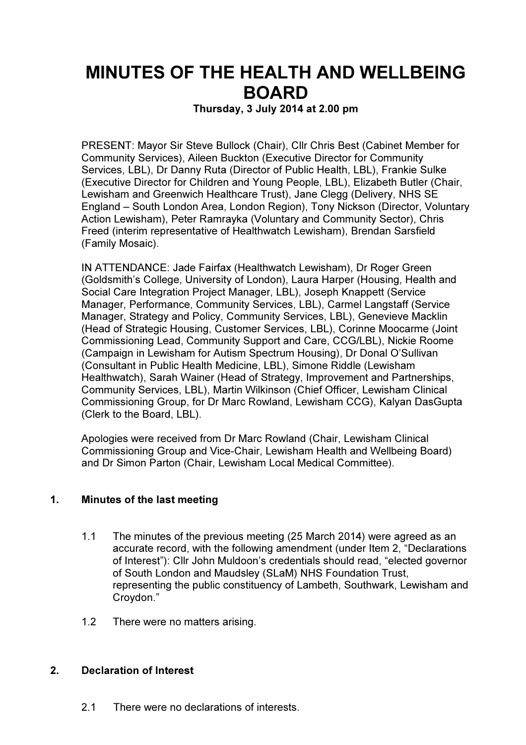# MINUTES OF THE HEALTH AND WELLBEING BOARD

**Thursday, 3 July 2014 at 2.00 pm**

PRESENT: Mayor Sir Steve Bullock (Chair), Cllr Chris Best (Cabinet Member for Community Services), Aileen Buckton (Executive Director for Community Services, LBL), Dr Danny Ruta (Director of Public Health, LBL), Frankie Sulke (Executive Director for Children and Young People, LBL), Elizabeth Butler (Chair, Lewisham and Greenwich Healthcare Trust), Jane Clegg (Delivery, NHS SE England – South London Area, London Region), Tony Nickson (Director, Voluntary Action Lewisham), Peter Ramrayka (Voluntary and Community Sector), Chris Freed (interim representative of Healthwatch Lewisham), Brendan Sarsfield (Family Mosaic).

IN ATTENDANCE: Jade Fairfax (Healthwatch Lewisham), Dr Roger Green (Goldsmith's College, University of London), Laura Harper (Housing, Health and Social Care Integration Project Manager, LBL), Joseph Knappett (Service Manager, Performance, Community Services, LBL), Carmel Langstaff (Service Manager, Strategy and Policy, Community Services, LBL), Genevieve Macklin (Head of Strategic Housing, Customer Services, LBL), Corinne Moocarme (Joint Commissioning Lead, Community Support and Care, CCG/LBL), Nickie Roome (Campaign in Lewisham for Autism Spectrum Housing), Dr Donal O'Sullivan (Consultant in Public Health Medicine, LBL), Simone Riddle (Lewisham Healthwatch), Sarah Wainer (Head of Strategy, Improvement and Partnerships, Community Services, LBL), Martin Wilkinson (Chief Officer, Lewisham Clinical Commissioning Group, for Dr Marc Rowland, Lewisham CCG), Kalyan DasGupta (Clerk to the Board, LBL).

Apologies were received from Dr Marc Rowland (Chair, Lewisham Clinical Commissioning Group and Vice-Chair, Lewisham Health and Wellbeing Board) and Dr Simon Parton (Chair, Lewisham Local Medical Committee).

## 1. Minutes of the last meeting

1.1 The minutes of the previous meeting (25 March 2014) were agreed as an accurate record, with the following amendment (under Item 2, "Declarations of Interest"): Cllr John Muldoon's credentials should read, "elected governor of South London and Maudsley (SLaM) NHS Foundation Trust, representing the public constituency of Lambeth, Southwark, Lewisham and Croydon."

1.2 There were no matters arising.

## 2. Declaration of Interest

2.1 There were no declarations of interests.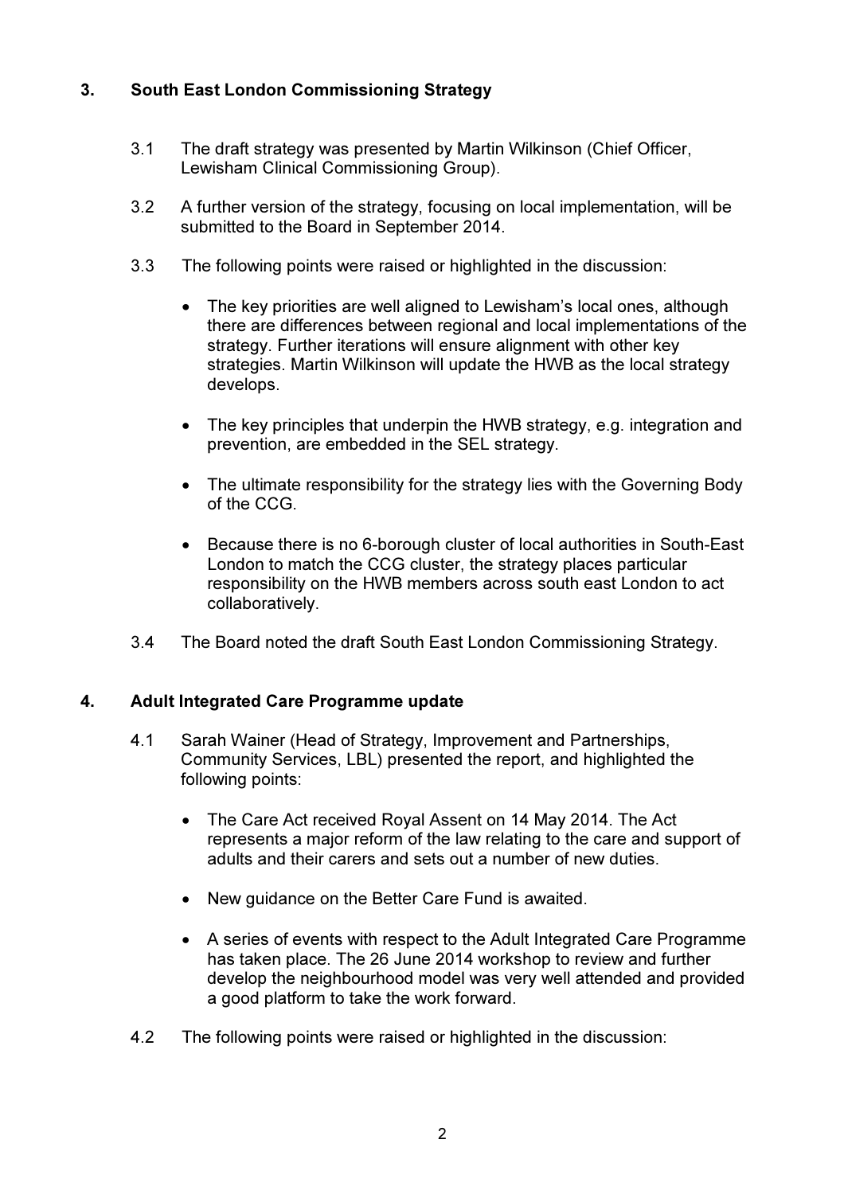## 3. South East London Commissioning Strategy

3.1 The draft strategy was presented by Martin Wilkinson (Chief Officer, Lewisham Clinical Commissioning Group).

3.2 A further version of the strategy, focusing on local implementation, will be submitted to the Board in September 2014.

3.3 The following points were raised or highlighted in the discussion:

- The key priorities are well aligned to Lewisham's local ones, although there are differences between regional and local implementations of the strategy. Further iterations will ensure alignment with other key strategies. Martin Wilkinson will update the HWB as the local strategy develops.

- The key principles that underpin the HWB strategy, e.g. integration and prevention, are embedded in the SEL strategy.

- The ultimate responsibility for the strategy lies with the Governing Body of the CCG.

- Because there is no 6-borough cluster of local authorities in South-East London to match the CCG cluster, the strategy places particular responsibility on the HWB members across south east London to act collaboratively.

3.4 The Board noted the draft South East London Commissioning Strategy.

## 4. Adult Integrated Care Programme update

4.1 Sarah Wainer (Head of Strategy, Improvement and Partnerships, Community Services, LBL) presented the report, and highlighted the following points:

- The Care Act received Royal Assent on 14 May 2014. The Act represents a major reform of the law relating to the care and support of adults and their carers and sets out a number of new duties.

- New guidance on the Better Care Fund is awaited.

- A series of events with respect to the Adult Integrated Care Programme has taken place. The 26 June 2014 workshop to review and further develop the neighbourhood model was very well attended and provided a good platform to take the work forward.

4.2 The following points were raised or highlighted in the discussion: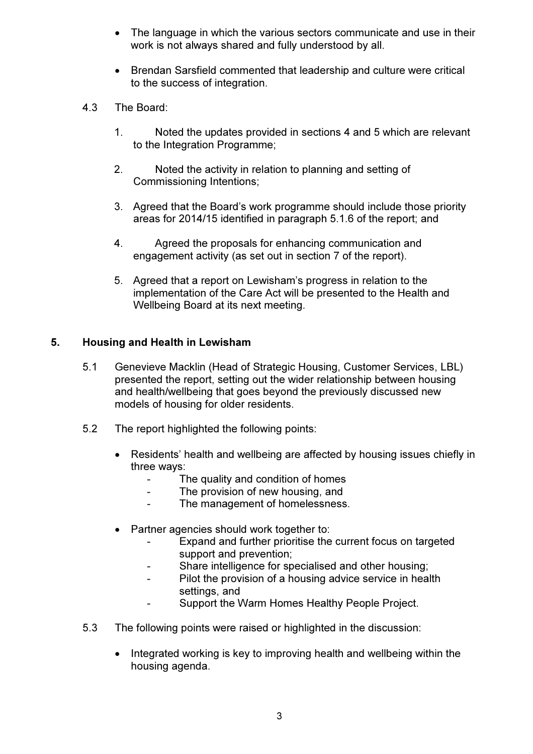- The language in which the various sectors communicate and use in their work is not always shared and fully understood by all.

- Brendan Sarsfield commented that leadership and culture were critical to the success of integration.

4.3 The Board:

1. Noted the updates provided in sections 4 and 5 which are relevant to the Integration Programme;

2. Noted the activity in relation to planning and setting of Commissioning Intentions;

3. Agreed that the Board's work programme should include those priority areas for 2014/15 identified in paragraph 5.1.6 of the report; and

4. Agreed the proposals for enhancing communication and engagement activity (as set out in section 7 of the report).

5. Agreed that a report on Lewisham's progress in relation to the implementation of the Care Act will be presented to the Health and Wellbeing Board at its next meeting.

## 5. Housing and Health in Lewisham

5.1 Genevieve Macklin (Head of Strategic Housing, Customer Services, LBL) presented the report, setting out the wider relationship between housing and health/wellbeing that goes beyond the previously discussed new models of housing for older residents.

5.2 The report highlighted the following points:

- Residents' health and wellbeing are affected by housing issues chiefly in three ways:
  - The quality and condition of homes
  - The provision of new housing, and
  - The management of homelessness.

- Partner agencies should work together to:
  - Expand and further prioritise the current focus on targeted support and prevention;
  - Share intelligence for specialised and other housing;
  - Pilot the provision of a housing advice service in health settings, and
  - Support the Warm Homes Healthy People Project.

5.3 The following points were raised or highlighted in the discussion:

- Integrated working is key to improving health and wellbeing within the housing agenda.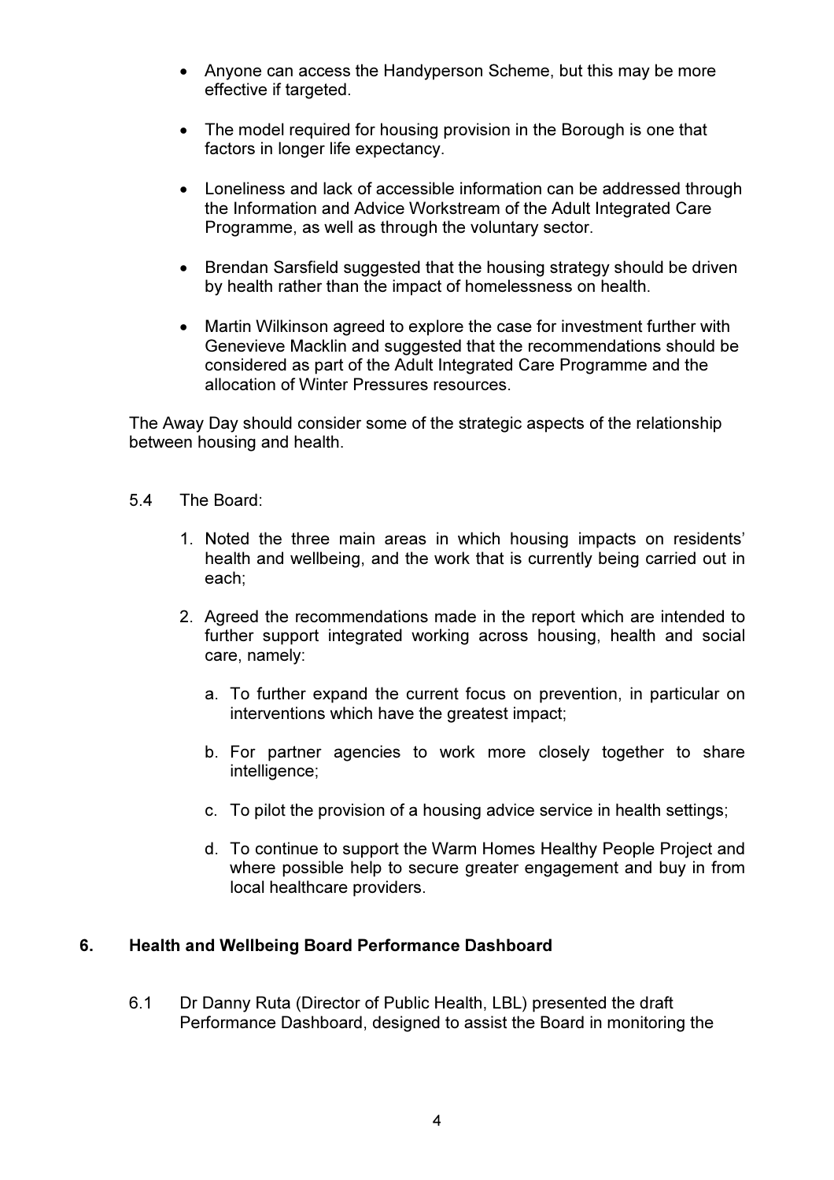- Anyone can access the Handyperson Scheme, but this may be more effective if targeted.

- The model required for housing provision in the Borough is one that factors in longer life expectancy.

- Loneliness and lack of accessible information can be addressed through the Information and Advice Workstream of the Adult Integrated Care Programme, as well as through the voluntary sector.

- Brendan Sarsfield suggested that the housing strategy should be driven by health rather than the impact of homelessness on health.

- Martin Wilkinson agreed to explore the case for investment further with Genevieve Macklin and suggested that the recommendations should be considered as part of the Adult Integrated Care Programme and the allocation of Winter Pressures resources.

The Away Day should consider some of the strategic aspects of the relationship between housing and health.

5.4 The Board:

1. Noted the three main areas in which housing impacts on residents' health and wellbeing, and the work that is currently being carried out in each;

2. Agreed the recommendations made in the report which are intended to further support integrated working across housing, health and social care, namely:

   a. To further expand the current focus on prevention, in particular on interventions which have the greatest impact;

   b. For partner agencies to work more closely together to share intelligence;

   c. To pilot the provision of a housing advice service in health settings;

   d. To continue to support the Warm Homes Healthy People Project and where possible help to secure greater engagement and buy in from local healthcare providers.

## 6. Health and Wellbeing Board Performance Dashboard

6.1 Dr Danny Ruta (Director of Public Health, LBL) presented the draft Performance Dashboard, designed to assist the Board in monitoring the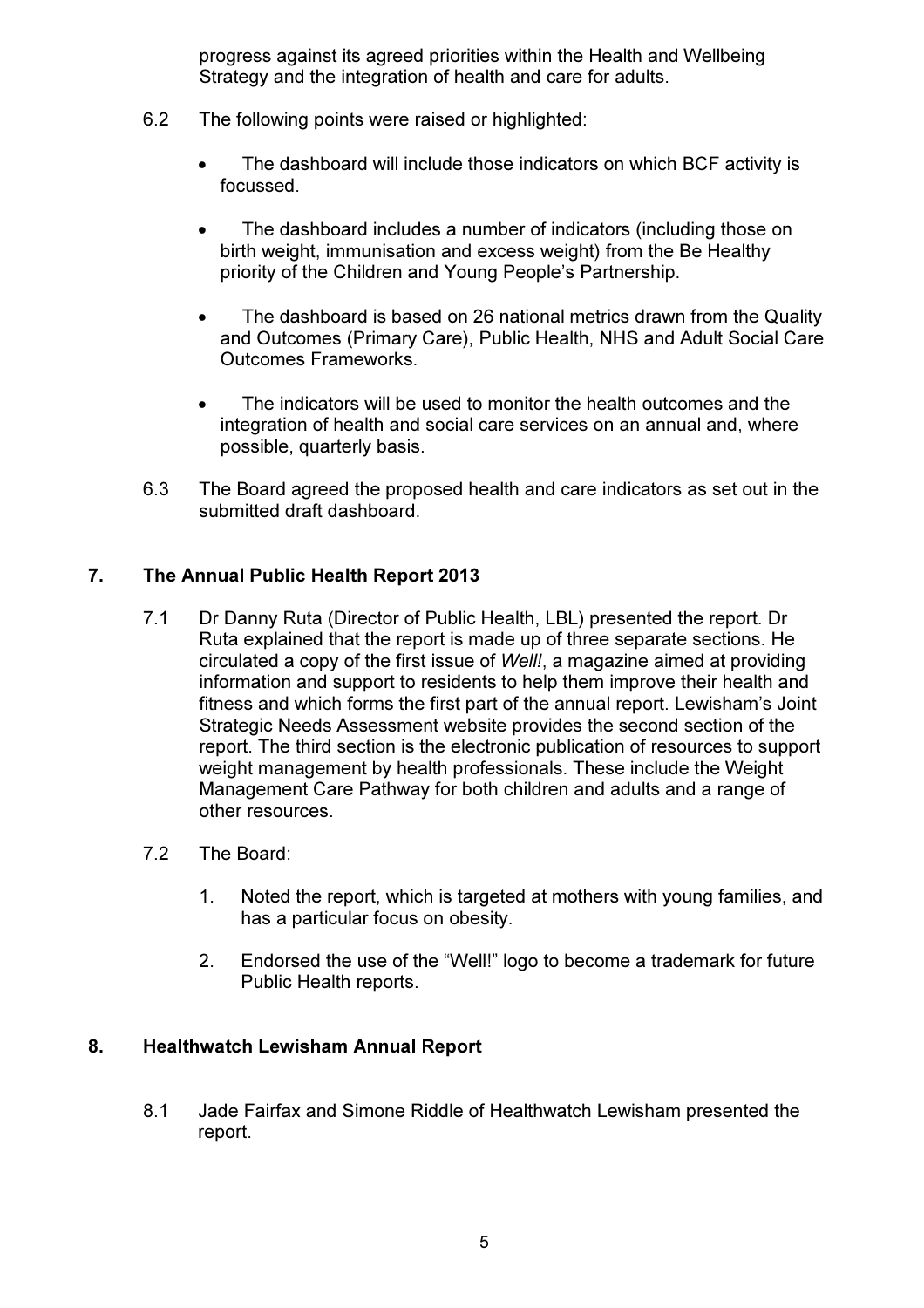progress against its agreed priorities within the Health and Wellbeing Strategy and the integration of health and care for adults.

6.2 The following points were raised or highlighted:

- The dashboard will include those indicators on which BCF activity is focussed.
- The dashboard includes a number of indicators (including those on birth weight, immunisation and excess weight) from the Be Healthy priority of the Children and Young People's Partnership.
- The dashboard is based on 26 national metrics drawn from the Quality and Outcomes (Primary Care), Public Health, NHS and Adult Social Care Outcomes Frameworks.
- The indicators will be used to monitor the health outcomes and the integration of health and social care services on an annual and, where possible, quarterly basis.

6.3 The Board agreed the proposed health and care indicators as set out in the submitted draft dashboard.

## 7. The Annual Public Health Report 2013

7.1 Dr Danny Ruta (Director of Public Health, LBL) presented the report. Dr Ruta explained that the report is made up of three separate sections. He circulated a copy of the first issue of *Well!*, a magazine aimed at providing information and support to residents to help them improve their health and fitness and which forms the first part of the annual report. Lewisham's Joint Strategic Needs Assessment website provides the second section of the report. The third section is the electronic publication of resources to support weight management by health professionals. These include the Weight Management Care Pathway for both children and adults and a range of other resources.

7.2 The Board:

1. Noted the report, which is targeted at mothers with young families, and has a particular focus on obesity.
2. Endorsed the use of the "Well!" logo to become a trademark for future Public Health reports.

## 8. Healthwatch Lewisham Annual Report

8.1 Jade Fairfax and Simone Riddle of Healthwatch Lewisham presented the report.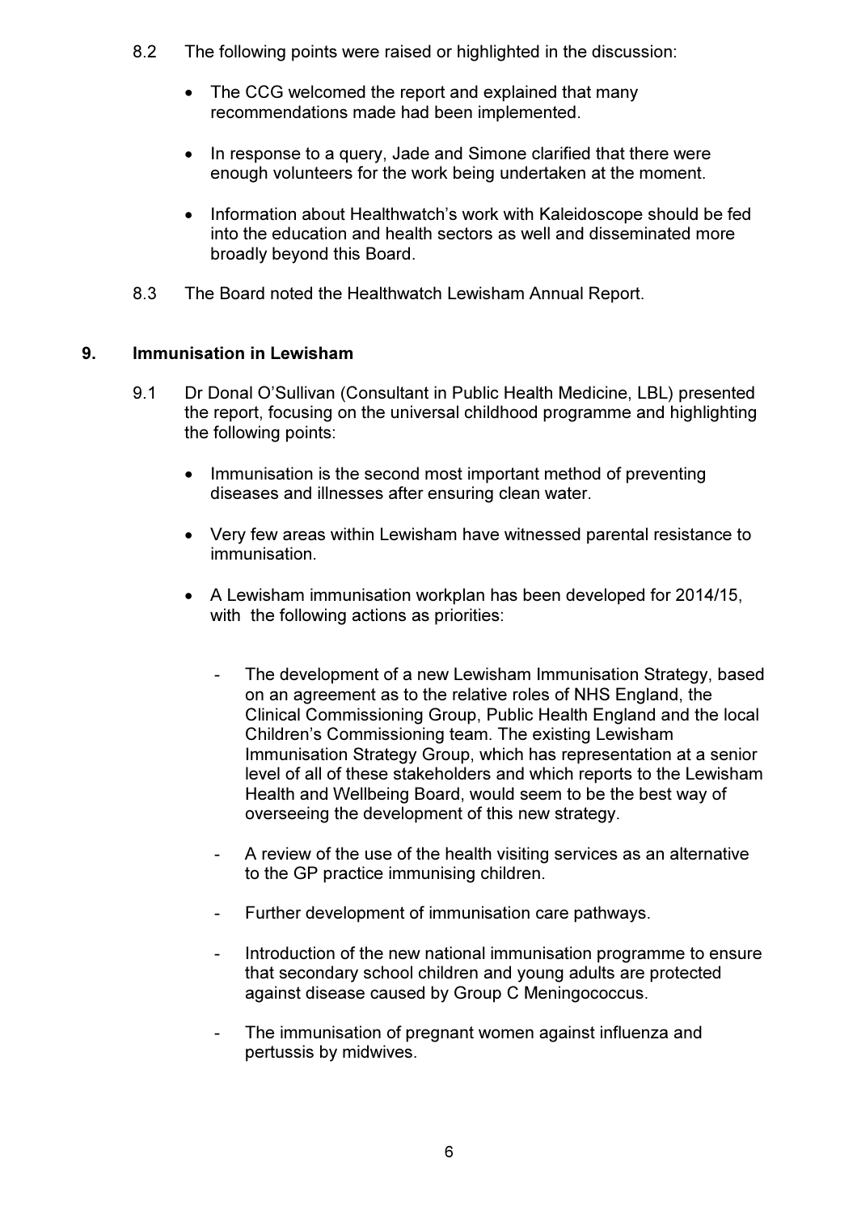8.2 The following points were raised or highlighted in the discussion:

- The CCG welcomed the report and explained that many recommendations made had been implemented.
- In response to a query, Jade and Simone clarified that there were enough volunteers for the work being undertaken at the moment.
- Information about Healthwatch's work with Kaleidoscope should be fed into the education and health sectors as well and disseminated more broadly beyond this Board.

8.3 The Board noted the Healthwatch Lewisham Annual Report.

## 9. Immunisation in Lewisham

9.1 Dr Donal O'Sullivan (Consultant in Public Health Medicine, LBL) presented the report, focusing on the universal childhood programme and highlighting the following points:

- Immunisation is the second most important method of preventing diseases and illnesses after ensuring clean water.
- Very few areas within Lewisham have witnessed parental resistance to immunisation.
- A Lewisham immunisation workplan has been developed for 2014/15, with the following actions as priorities:
  - The development of a new Lewisham Immunisation Strategy, based on an agreement as to the relative roles of NHS England, the Clinical Commissioning Group, Public Health England and the local Children's Commissioning team. The existing Lewisham Immunisation Strategy Group, which has representation at a senior level of all of these stakeholders and which reports to the Lewisham Health and Wellbeing Board, would seem to be the best way of overseeing the development of this new strategy.
  - A review of the use of the health visiting services as an alternative to the GP practice immunising children.
  - Further development of immunisation care pathways.
  - Introduction of the new national immunisation programme to ensure that secondary school children and young adults are protected against disease caused by Group C Meningococcus.
  - The immunisation of pregnant women against influenza and pertussis by midwives.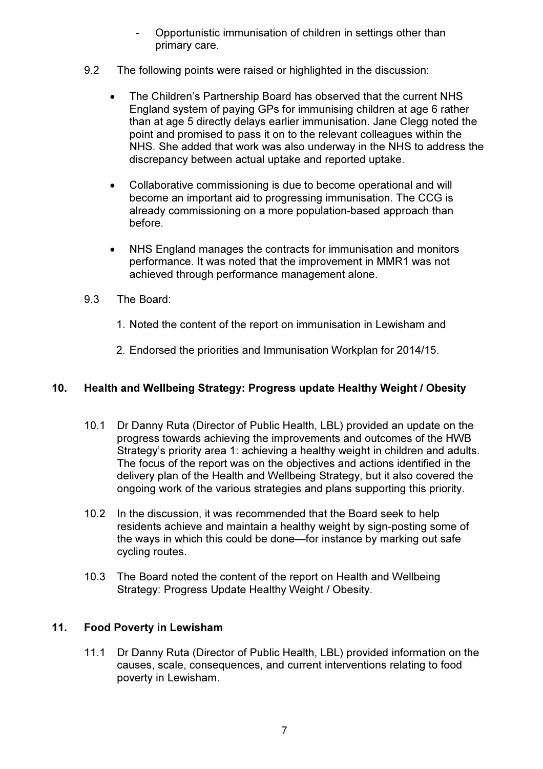- Opportunistic immunisation of children in settings other than primary care.

9.2 The following points were raised or highlighted in the discussion:

- The Children's Partnership Board has observed that the current NHS England system of paying GPs for immunising children at age 6 rather than at age 5 directly delays earlier immunisation. Jane Clegg noted the point and promised to pass it on to the relevant colleagues within the NHS. She added that work was also underway in the NHS to address the discrepancy between actual uptake and reported uptake.

- Collaborative commissioning is due to become operational and will become an important aid to progressing immunisation. The CCG is already commissioning on a more population-based approach than before.

- NHS England manages the contracts for immunisation and monitors performance. It was noted that the improvement in MMR1 was not achieved through performance management alone.

9.3 The Board:

1. Noted the content of the report on immunisation in Lewisham and

2. Endorsed the priorities and Immunisation Workplan for 2014/15.

## 10. Health and Wellbeing Strategy: Progress update Healthy Weight / Obesity

10.1 Dr Danny Ruta (Director of Public Health, LBL) provided an update on the progress towards achieving the improvements and outcomes of the HWB Strategy's priority area 1: achieving a healthy weight in children and adults. The focus of the report was on the objectives and actions identified in the delivery plan of the Health and Wellbeing Strategy, but it also covered the ongoing work of the various strategies and plans supporting this priority.

10.2 In the discussion, it was recommended that the Board seek to help residents achieve and maintain a healthy weight by sign-posting some of the ways in which this could be done—for instance by marking out safe cycling routes.

10.3 The Board noted the content of the report on Health and Wellbeing Strategy: Progress Update Healthy Weight / Obesity.

## 11. Food Poverty in Lewisham

11.1 Dr Danny Ruta (Director of Public Health, LBL) provided information on the causes, scale, consequences, and current interventions relating to food poverty in Lewisham.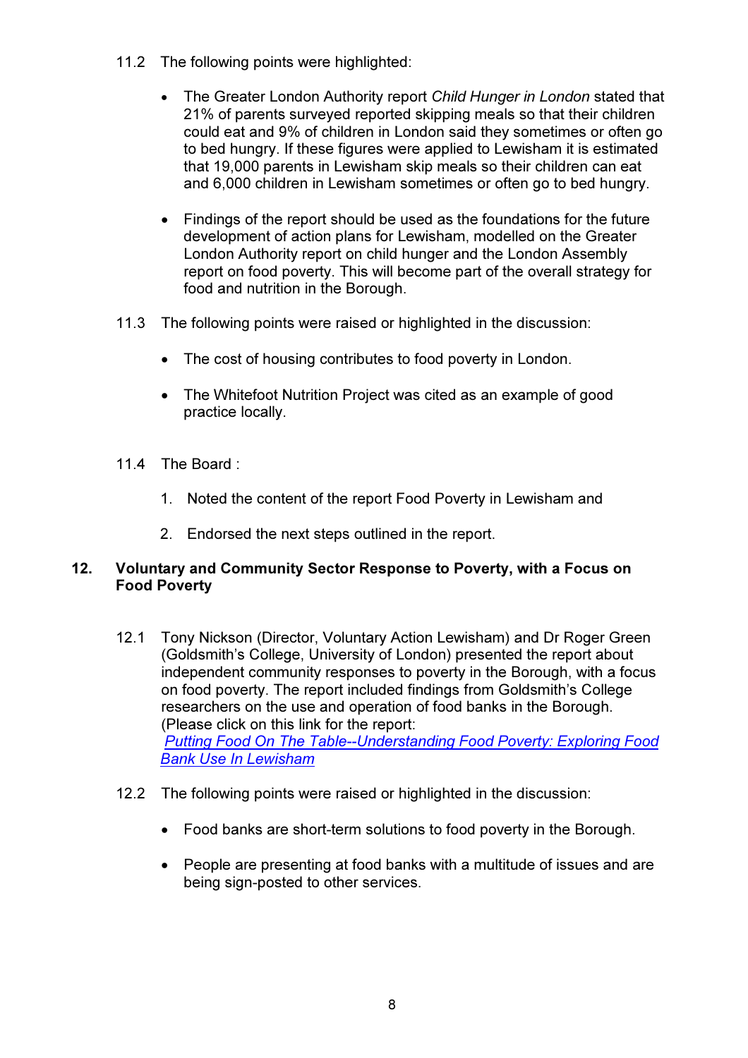11.2 The following points were highlighted:

- The Greater London Authority report *Child Hunger in London* stated that 21% of parents surveyed reported skipping meals so that their children could eat and 9% of children in London said they sometimes or often go to bed hungry. If these figures were applied to Lewisham it is estimated that 19,000 parents in Lewisham skip meals so their children can eat and 6,000 children in Lewisham sometimes or often go to bed hungry.

- Findings of the report should be used as the foundations for the future development of action plans for Lewisham, modelled on the Greater London Authority report on child hunger and the London Assembly report on food poverty. This will become part of the overall strategy for food and nutrition in the Borough.

11.3 The following points were raised or highlighted in the discussion:

- The cost of housing contributes to food poverty in London.

- The Whitefoot Nutrition Project was cited as an example of good practice locally.

11.4 The Board :

1. Noted the content of the report Food Poverty in Lewisham and

2. Endorsed the next steps outlined in the report.

## 12. Voluntary and Community Sector Response to Poverty, with a Focus on Food Poverty

12.1 Tony Nickson (Director, Voluntary Action Lewisham) and Dr Roger Green (Goldsmith's College, University of London) presented the report about independent community responses to poverty in the Borough, with a focus on food poverty. The report included findings from Goldsmith's College researchers on the use and operation of food banks in the Borough. (Please click on this link for the report: *Putting Food On The Table--Understanding Food Poverty: Exploring Food Bank Use In Lewisham*

12.2 The following points were raised or highlighted in the discussion:

- Food banks are short-term solutions to food poverty in the Borough.

- People are presenting at food banks with a multitude of issues and are being sign-posted to other services.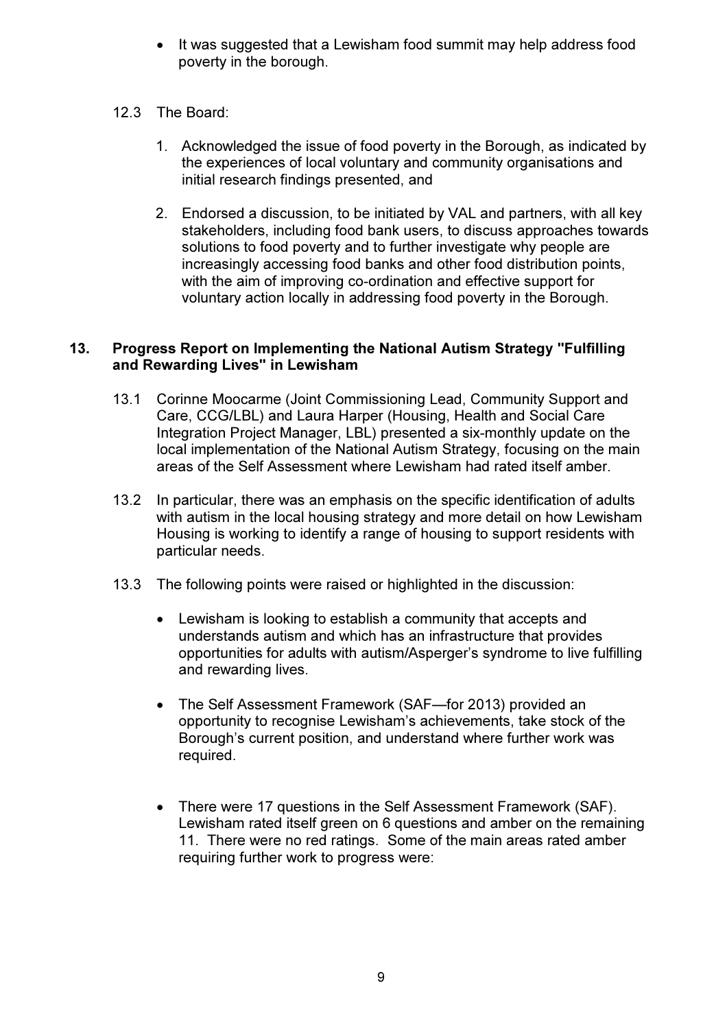- It was suggested that a Lewisham food summit may help address food poverty in the borough.

12.3 The Board:

1. Acknowledged the issue of food poverty in the Borough, as indicated by the experiences of local voluntary and community organisations and initial research findings presented, and

2. Endorsed a discussion, to be initiated by VAL and partners, with all key stakeholders, including food bank users, to discuss approaches towards solutions to food poverty and to further investigate why people are increasingly accessing food banks and other food distribution points, with the aim of improving co-ordination and effective support for voluntary action locally in addressing food poverty in the Borough.

## 13. Progress Report on Implementing the National Autism Strategy "Fulfilling and Rewarding Lives" in Lewisham

13.1 Corinne Moocarme (Joint Commissioning Lead, Community Support and Care, CCG/LBL) and Laura Harper (Housing, Health and Social Care Integration Project Manager, LBL) presented a six-monthly update on the local implementation of the National Autism Strategy, focusing on the main areas of the Self Assessment where Lewisham had rated itself amber.

13.2 In particular, there was an emphasis on the specific identification of adults with autism in the local housing strategy and more detail on how Lewisham Housing is working to identify a range of housing to support residents with particular needs.

13.3 The following points were raised or highlighted in the discussion:

- Lewisham is looking to establish a community that accepts and understands autism and which has an infrastructure that provides opportunities for adults with autism/Asperger's syndrome to live fulfilling and rewarding lives.

- The Self Assessment Framework (SAF—for 2013) provided an opportunity to recognise Lewisham's achievements, take stock of the Borough's current position, and understand where further work was required.

- There were 17 questions in the Self Assessment Framework (SAF). Lewisham rated itself green on 6 questions and amber on the remaining 11. There were no red ratings. Some of the main areas rated amber requiring further work to progress were: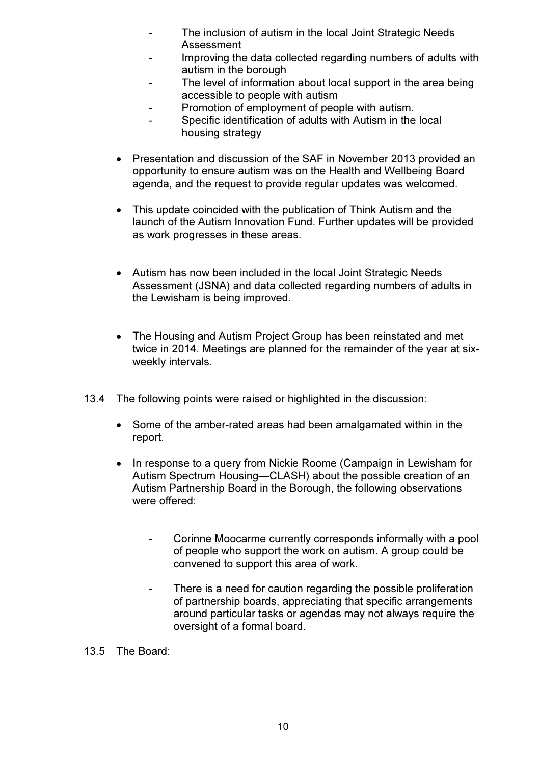- The inclusion of autism in the local Joint Strategic Needs Assessment
- Improving the data collected regarding numbers of adults with autism in the borough
- The level of information about local support in the area being accessible to people with autism
- Promotion of employment of people with autism.
- Specific identification of adults with Autism in the local housing strategy

- Presentation and discussion of the SAF in November 2013 provided an opportunity to ensure autism was on the Health and Wellbeing Board agenda, and the request to provide regular updates was welcomed.

- This update coincided with the publication of Think Autism and the launch of the Autism Innovation Fund. Further updates will be provided as work progresses in these areas.

- Autism has now been included in the local Joint Strategic Needs Assessment (JSNA) and data collected regarding numbers of adults in the Lewisham is being improved.

- The Housing and Autism Project Group has been reinstated and met twice in 2014. Meetings are planned for the remainder of the year at six-weekly intervals.

13.4 The following points were raised or highlighted in the discussion:

- Some of the amber-rated areas had been amalgamated within in the report.

- In response to a query from Nickie Roome (Campaign in Lewisham for Autism Spectrum Housing—CLASH) about the possible creation of an Autism Partnership Board in the Borough, the following observations were offered:

    - Corinne Moocarme currently corresponds informally with a pool of people who support the work on autism. A group could be convened to support this area of work.

    - There is a need for caution regarding the possible proliferation of partnership boards, appreciating that specific arrangements around particular tasks or agendas may not always require the oversight of a formal board.

13.5 The Board: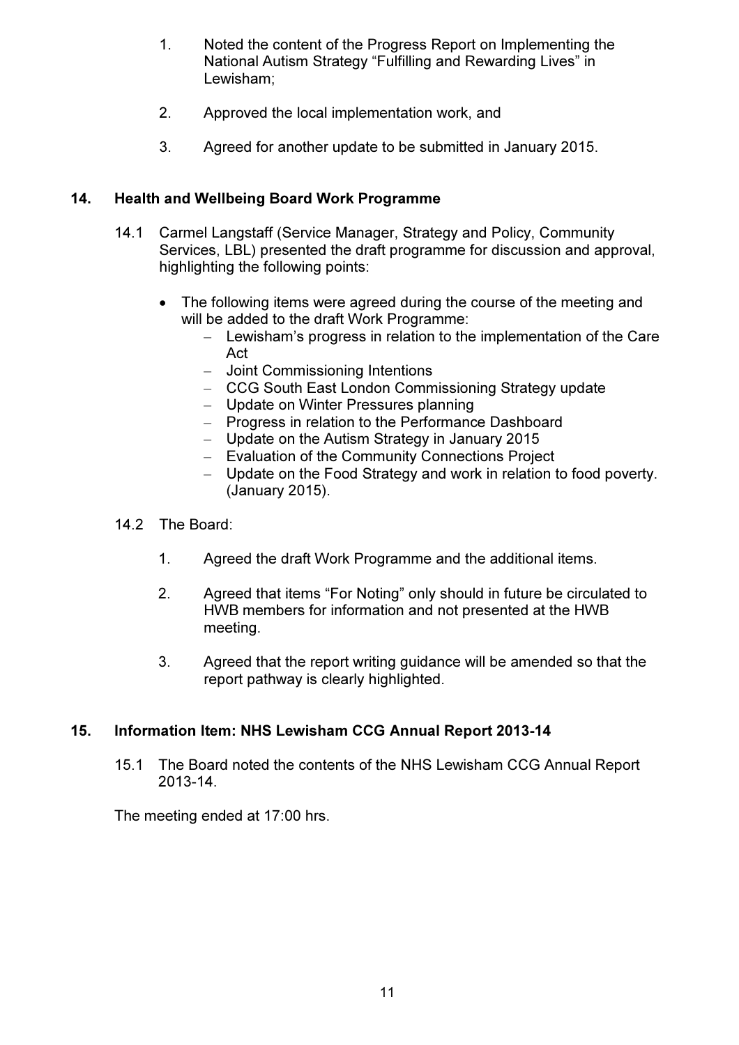1. Noted the content of the Progress Report on Implementing the National Autism Strategy “Fulfilling and Rewarding Lives” in Lewisham;

2. Approved the local implementation work, and

3. Agreed for another update to be submitted in January 2015.

## 14. Health and Wellbeing Board Work Programme

14.1 Carmel Langstaff (Service Manager, Strategy and Policy, Community Services, LBL) presented the draft programme for discussion and approval, highlighting the following points:

- The following items were agreed during the course of the meeting and will be added to the draft Work Programme:
  - Lewisham’s progress in relation to the implementation of the Care Act
  - Joint Commissioning Intentions
  - CCG South East London Commissioning Strategy update
  - Update on Winter Pressures planning
  - Progress in relation to the Performance Dashboard
  - Update on the Autism Strategy in January 2015
  - Evaluation of the Community Connections Project
  - Update on the Food Strategy and work in relation to food poverty. (January 2015).

14.2 The Board:

1. Agreed the draft Work Programme and the additional items.

2. Agreed that items “For Noting” only should in future be circulated to HWB members for information and not presented at the HWB meeting.

3. Agreed that the report writing guidance will be amended so that the report pathway is clearly highlighted.

## 15. Information Item: NHS Lewisham CCG Annual Report 2013-14

15.1 The Board noted the contents of the NHS Lewisham CCG Annual Report 2013-14.

The meeting ended at 17:00 hrs.